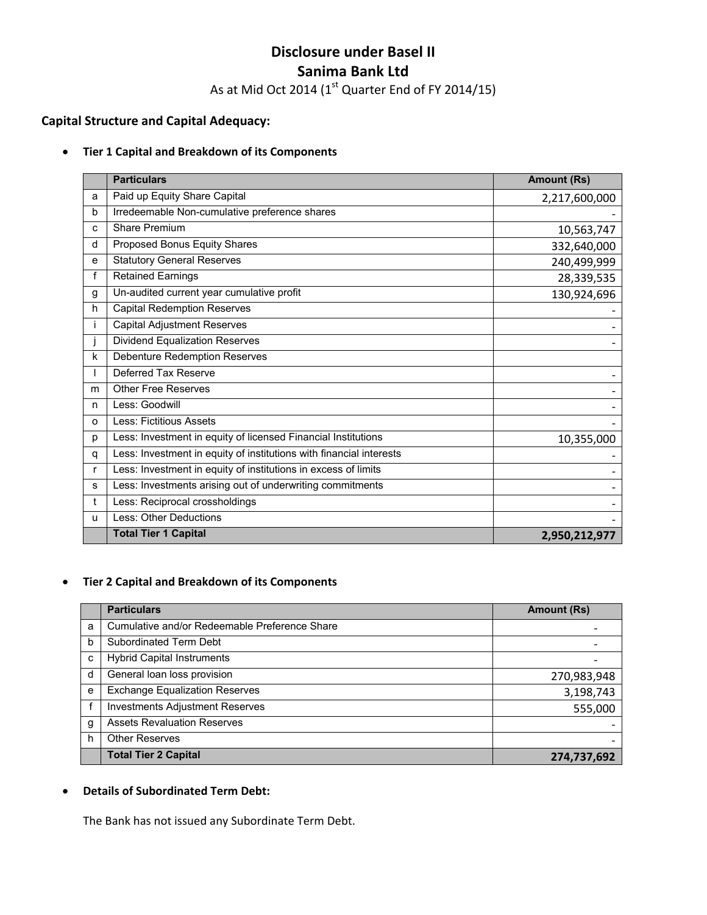# Disclosure under Basel II
# Sanima Bank Ltd

As at Mid Oct 2014 (1st Quarter End of FY 2014/15)

## Capital Structure and Capital Adequacy:

- **Tier 1 Capital and Breakdown of its Components**

| | Particulars | Amount (Rs) |
|---|---|---|
| a | Paid up Equity Share Capital | 2,217,600,000 |
| b | Irredeemable Non-cumulative preference shares | - |
| c | Share Premium | 10,563,747 |
| d | Proposed Bonus Equity Shares | 332,640,000 |
| e | Statutory General Reserves | 240,499,999 |
| f | Retained Earnings | 28,339,535 |
| g | Un-audited current year cumulative profit | 130,924,696 |
| h | Capital Redemption Reserves | - |
| i | Capital Adjustment Reserves | - |
| j | Dividend Equalization Reserves | - |
| k | Debenture Redemption Reserves | |
| l | Deferred Tax Reserve | - |
| m | Other Free Reserves | - |
| n | Less: Goodwill | - |
| o | Less: Fictitious Assets | - |
| p | Less: Investment in equity of licensed Financial Institutions | 10,355,000 |
| q | Less: Investment in equity of institutions with financial interests | - |
| r | Less: Investment in equity of institutions in excess of limits | - |
| s | Less: Investments arising out of underwriting commitments | - |
| t | Less: Reciprocal crossholdings | - |
| u | Less: Other Deductions | - |
| | **Total Tier 1 Capital** | **2,950,212,977** |

- **Tier 2 Capital and Breakdown of its Components**

| | Particulars | Amount (Rs) |
|---|---|---|
| a | Cumulative and/or Redeemable Preference Share | - |
| b | Subordinated Term Debt | - |
| c | Hybrid Capital Instruments | - |
| d | General loan loss provision | 270,983,948 |
| e | Exchange Equalization Reserves | 3,198,743 |
| f | Investments Adjustment Reserves | 555,000 |
| g | Assets Revaluation Reserves | - |
| h | Other Reserves | - |
| | **Total Tier 2 Capital** | **274,737,692** |

- **Details of Subordinated Term Debt:**

The Bank has not issued any Subordinate Term Debt.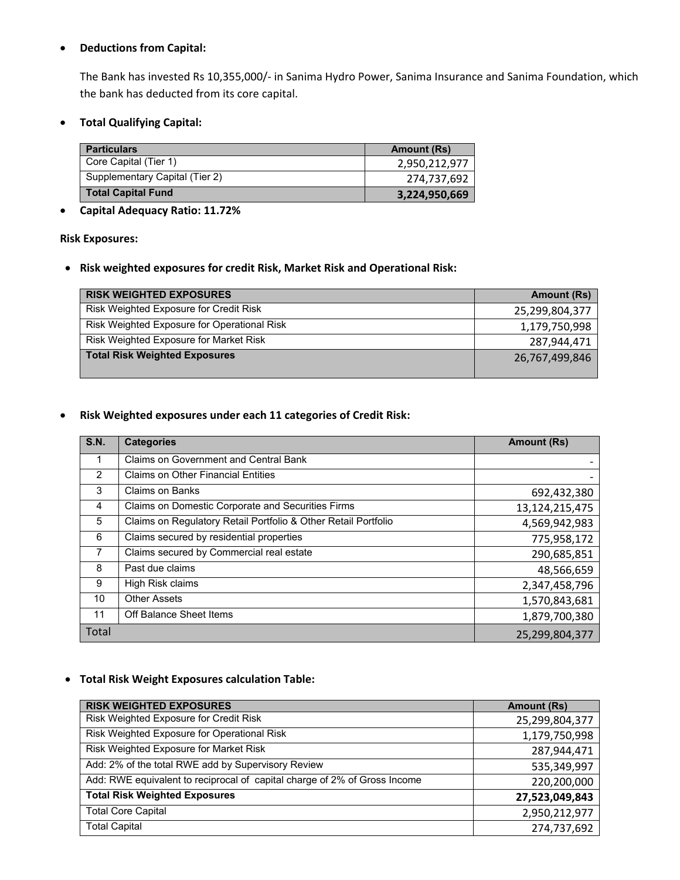- **Deductions from Capital:**

  The Bank has invested Rs 10,355,000/- in Sanima Hydro Power, Sanima Insurance and Sanima Foundation, which the bank has deducted from its core capital.

- **Total Qualifying Capital:**

| Particulars | Amount (Rs) |
|---|---|
| Core Capital (Tier 1) | 2,950,212,977 |
| Supplementary Capital (Tier 2) | 274,737,692 |
| **Total Capital Fund** | **3,224,950,669** |

- **Capital Adequacy Ratio: 11.72%**

**Risk Exposures:**

- **Risk weighted exposures for credit Risk, Market Risk and Operational Risk:**

| RISK WEIGHTED EXPOSURES | Amount (Rs) |
|---|---|
| Risk Weighted Exposure for Credit Risk | 25,299,804,377 |
| Risk Weighted Exposure for Operational Risk | 1,179,750,998 |
| Risk Weighted Exposure for Market Risk | 287,944,471 |
| **Total Risk Weighted Exposures** | 26,767,499,846 |

- **Risk Weighted exposures under each 11 categories of Credit Risk:**

| S.N. | Categories | Amount (Rs) |
|---|---|---|
| 1 | Claims on Government and Central Bank | - |
| 2 | Claims on Other Financial Entities | - |
| 3 | Claims on Banks | 692,432,380 |
| 4 | Claims on Domestic Corporate and Securities Firms | 13,124,215,475 |
| 5 | Claims on Regulatory Retail Portfolio & Other Retail Portfolio | 4,569,942,983 |
| 6 | Claims secured by residential properties | 775,958,172 |
| 7 | Claims secured by Commercial real estate | 290,685,851 |
| 8 | Past due claims | 48,566,659 |
| 9 | High Risk claims | 2,347,458,796 |
| 10 | Other Assets | 1,570,843,681 |
| 11 | Off Balance Sheet Items | 1,879,700,380 |
| Total | | 25,299,804,377 |

- **Total Risk Weight Exposures calculation Table:**

| RISK WEIGHTED EXPOSURES | Amount (Rs) |
|---|---|
| Risk Weighted Exposure for Credit Risk | 25,299,804,377 |
| Risk Weighted Exposure for Operational Risk | 1,179,750,998 |
| Risk Weighted Exposure for Market Risk | 287,944,471 |
| Add: 2% of the total RWE add by Supervisory Review | 535,349,997 |
| Add: RWE equivalent to reciprocal of capital charge of 2% of Gross Income | 220,200,000 |
| **Total Risk Weighted Exposures** | **27,523,049,843** |
| Total Core Capital | 2,950,212,977 |
| Total Capital | 274,737,692 |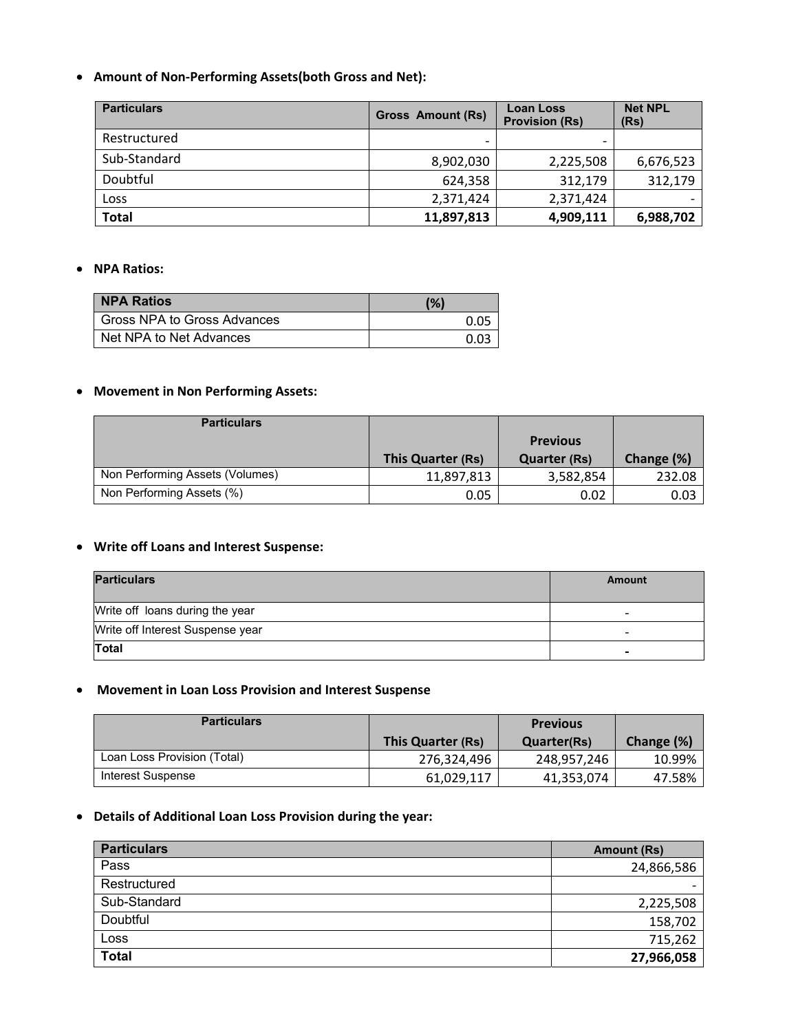- **Amount of Non-Performing Assets(both Gross and Net):**

| Particulars | Gross Amount (Rs) | Loan Loss Provision (Rs) | Net NPL (Rs) |
|---|---|---|---|
| Restructured | - | - | |
| Sub-Standard | 8,902,030 | 2,225,508 | 6,676,523 |
| Doubtful | 624,358 | 312,179 | 312,179 |
| Loss | 2,371,424 | 2,371,424 | - |
| **Total** | **11,897,813** | **4,909,111** | **6,988,702** |

- **NPA Ratios:**

| NPA Ratios | (%) |
|---|---|
| Gross NPA to Gross Advances | 0.05 |
| Net NPA to Net Advances | 0.03 |

- **Movement in Non Performing Assets:**

| Particulars | This Quarter (Rs) | Previous Quarter (Rs) | Change (%) |
|---|---|---|---|
| Non Performing Assets (Volumes) | 11,897,813 | 3,582,854 | 232.08 |
| Non Performing Assets (%) | 0.05 | 0.02 | 0.03 |

- **Write off Loans and Interest Suspense:**

| Particulars | Amount |
|---|---|
| Write off loans during the year | - |
| Write off Interest Suspense year | - |
| **Total** | **-** |

- **Movement in Loan Loss Provision and Interest Suspense**

| Particulars | This Quarter (Rs) | Previous Quarter(Rs) | Change (%) |
|---|---|---|---|
| Loan Loss Provision (Total) | 276,324,496 | 248,957,246 | 10.99% |
| Interest Suspense | 61,029,117 | 41,353,074 | 47.58% |

- **Details of Additional Loan Loss Provision during the year:**

| Particulars | Amount (Rs) |
|---|---|
| Pass | 24,866,586 |
| Restructured | - |
| Sub-Standard | 2,225,508 |
| Doubtful | 158,702 |
| Loss | 715,262 |
| **Total** | **27,966,058** |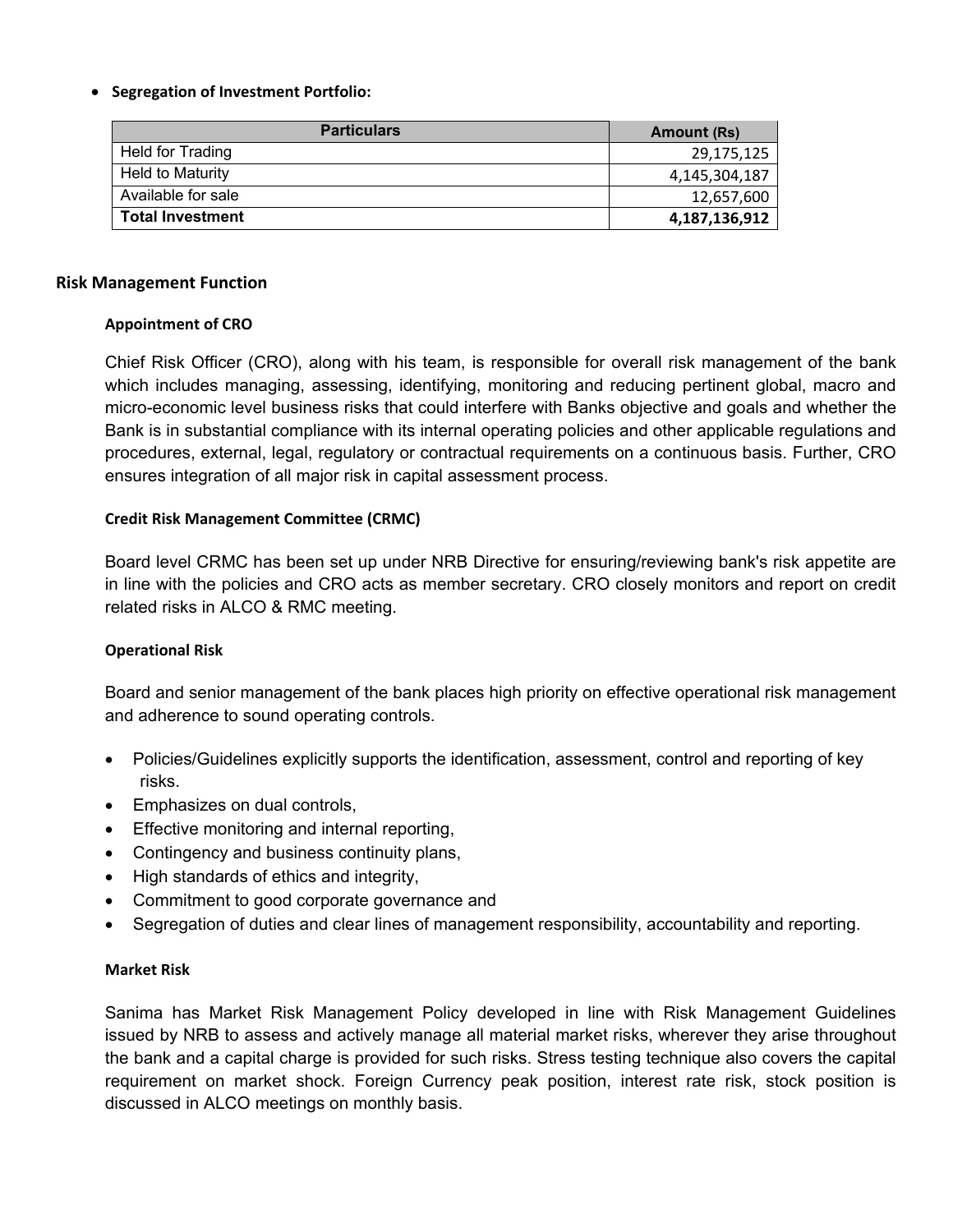- **Segregation of Investment Portfolio:**

| Particulars | Amount (Rs) |
|---|---:|
| Held for Trading | 29,175,125 |
| Held to Maturity | 4,145,304,187 |
| Available for sale | 12,657,600 |
| **Total Investment** | **4,187,136,912** |

## Risk Management Function

### Appointment of CRO

Chief Risk Officer (CRO), along with his team, is responsible for overall risk management of the bank which includes managing, assessing, identifying, monitoring and reducing pertinent global, macro and micro-economic level business risks that could interfere with Banks objective and goals and whether the Bank is in substantial compliance with its internal operating policies and other applicable regulations and procedures, external, legal, regulatory or contractual requirements on a continuous basis. Further, CRO ensures integration of all major risk in capital assessment process.

### Credit Risk Management Committee (CRMC)

Board level CRMC has been set up under NRB Directive for ensuring/reviewing bank's risk appetite are in line with the policies and CRO acts as member secretary. CRO closely monitors and report on credit related risks in ALCO & RMC meeting.

### Operational Risk

Board and senior management of the bank places high priority on effective operational risk management and adherence to sound operating controls.

- Policies/Guidelines explicitly supports the identification, assessment, control and reporting of key risks.
- Emphasizes on dual controls,
- Effective monitoring and internal reporting,
- Contingency and business continuity plans,
- High standards of ethics and integrity,
- Commitment to good corporate governance and
- Segregation of duties and clear lines of management responsibility, accountability and reporting.

### Market Risk

Sanima has Market Risk Management Policy developed in line with Risk Management Guidelines issued by NRB to assess and actively manage all material market risks, wherever they arise throughout the bank and a capital charge is provided for such risks. Stress testing technique also covers the capital requirement on market shock. Foreign Currency peak position, interest rate risk, stock position is discussed in ALCO meetings on monthly basis.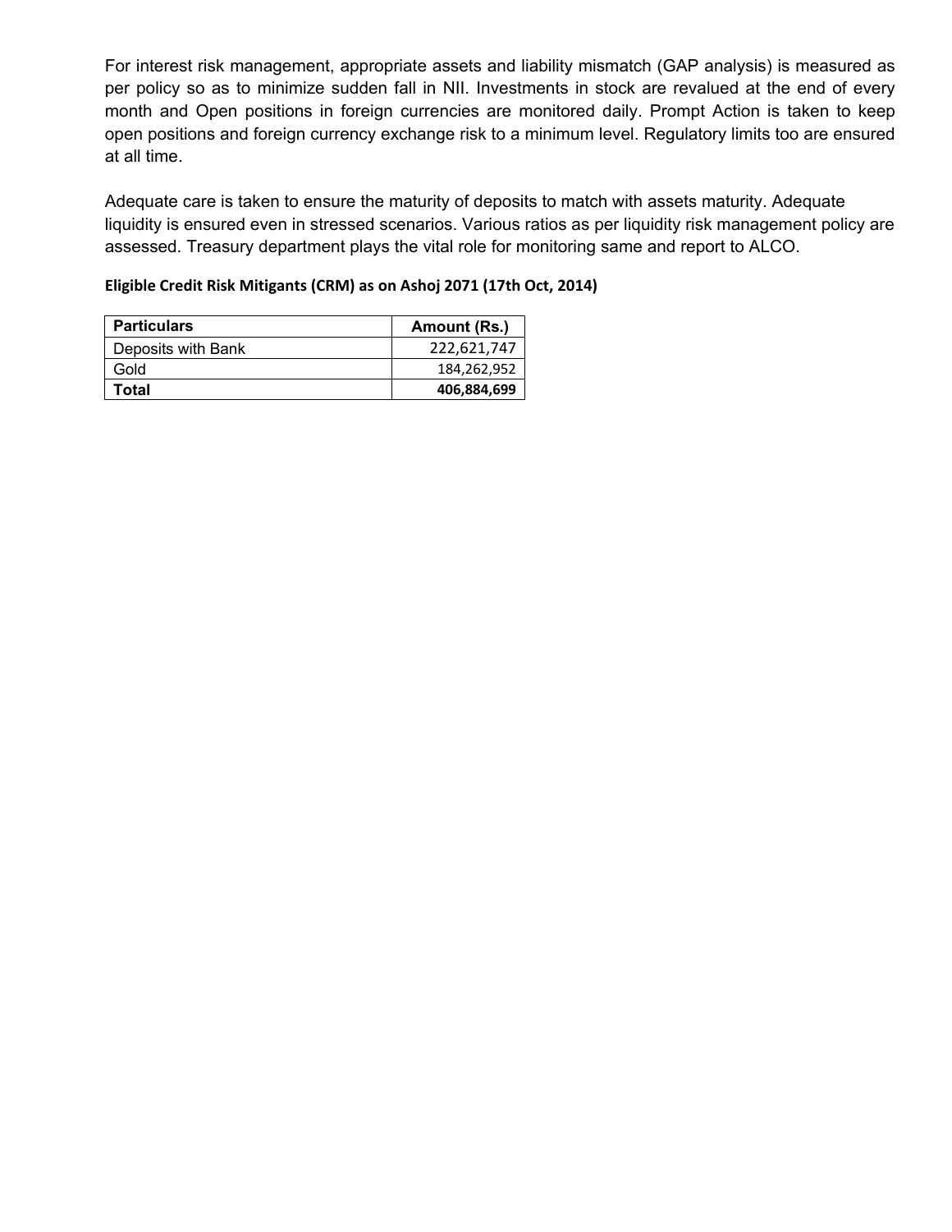For interest risk management, appropriate assets and liability mismatch (GAP analysis) is measured as per policy so as to minimize sudden fall in NII. Investments in stock are revalued at the end of every month and Open positions in foreign currencies are monitored daily. Prompt Action is taken to keep open positions and foreign currency exchange risk to a minimum level. Regulatory limits too are ensured at all time.

Adequate care is taken to ensure the maturity of deposits to match with assets maturity. Adequate liquidity is ensured even in stressed scenarios. Various ratios as per liquidity risk management policy are assessed. Treasury department plays the vital role for monitoring same and report to ALCO.

**Eligible Credit Risk Mitigants (CRM) as on Ashoj 2071 (17th Oct, 2014)**

| Particulars | Amount (Rs.) |
|---|---|
| Deposits with Bank | 222,621,747 |
| Gold | 184,262,952 |
| **Total** | **406,884,699** |